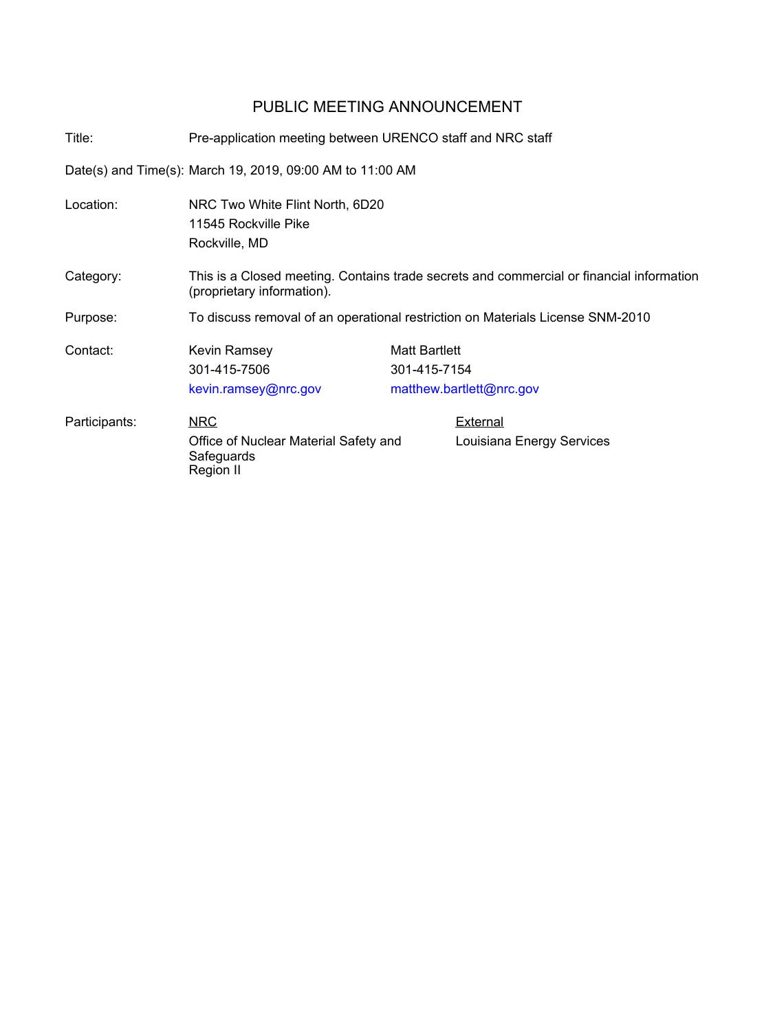# PUBLIC MEETING ANNOUNCEMENT

**Title:** Pre-application meeting between URENCO staff and NRC staff

**Date(s) and Time(s):** March 19, 2019, 09:00 AM to 11:00 AM

**Location:** NRC Two White Flint North, 6D20
11545 Rockville Pike
Rockville, MD

**Category:** This is a Closed meeting. Contains trade secrets and commercial or financial information (proprietary information).

**Purpose:** To discuss removal of an operational restriction on Materials License SNM-2010

**Contact:**

| Kevin Ramsey | Matt Bartlett |
|---|---|
| 301-415-7506 | 301-415-7154 |
| kevin.ramsey@nrc.gov | matthew.bartlett@nrc.gov |

**Participants:**

| NRC | External |
|---|---|
| Office of Nuclear Material Safety and Safeguards | Louisiana Energy Services |
| Region II | |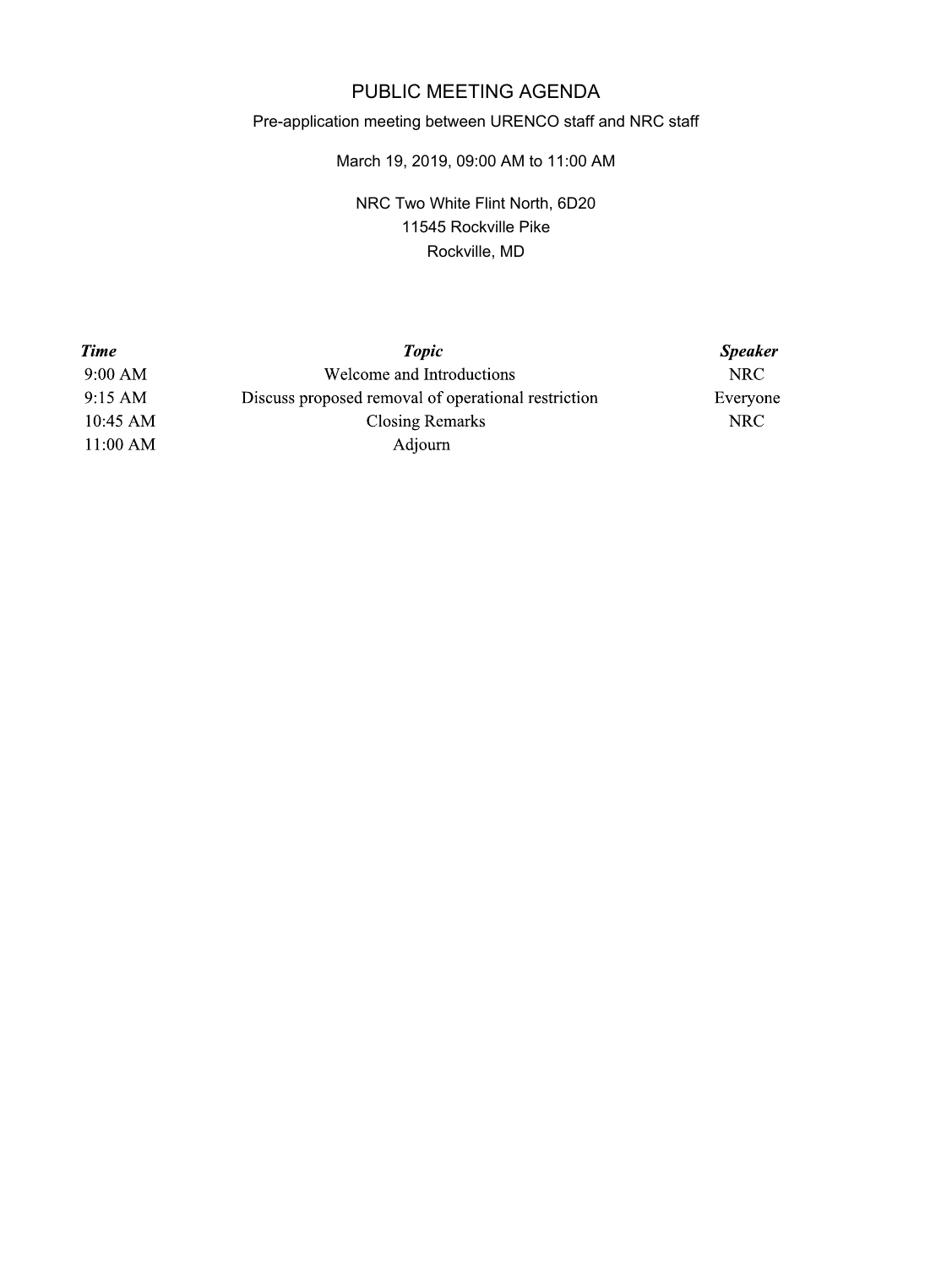# PUBLIC MEETING AGENDA

Pre-application meeting between URENCO staff and NRC staff

March 19, 2019, 09:00 AM to 11:00 AM

NRC Two White Flint North, 6D20
11545 Rockville Pike
Rockville, MD

| ***Time*** | ***Topic*** | ***Speaker*** |
|---|---|---|
| 9:00 AM | Welcome and Introductions | NRC |
| 9:15 AM | Discuss proposed removal of operational restriction | Everyone |
| 10:45 AM | Closing Remarks | NRC |
| 11:00 AM | Adjourn | |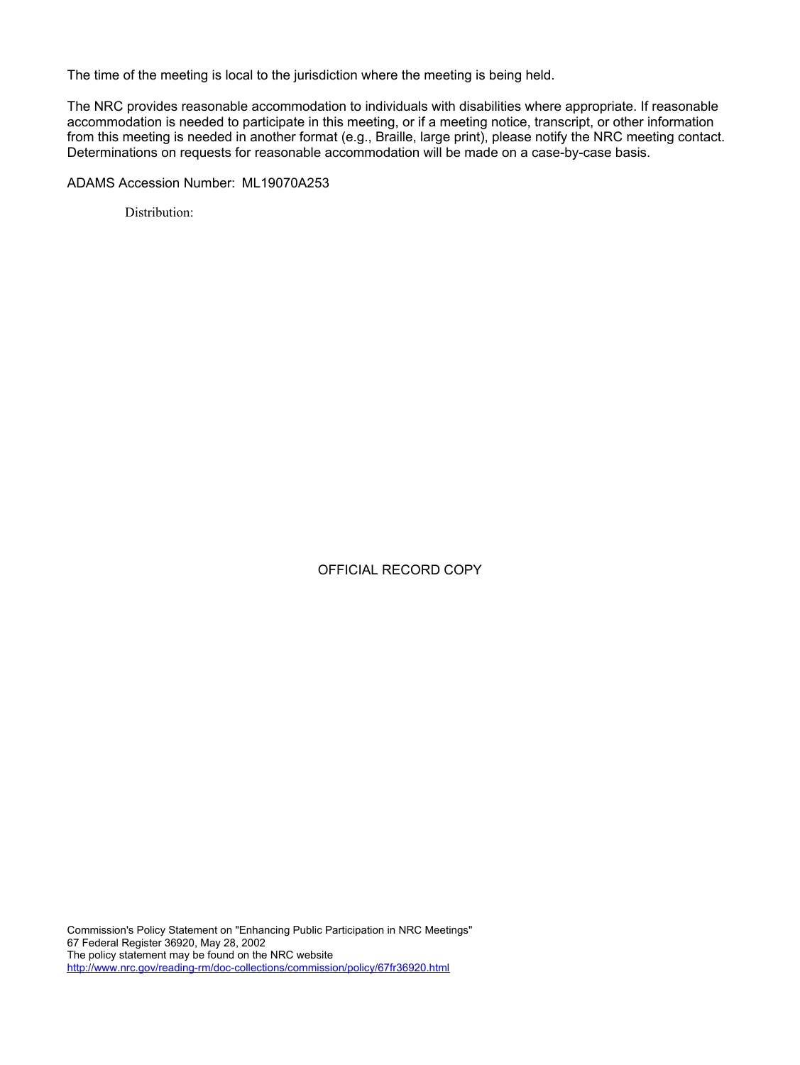The time of the meeting is local to the jurisdiction where the meeting is being held.

The NRC provides reasonable accommodation to individuals with disabilities where appropriate. If reasonable accommodation is needed to participate in this meeting, or if a meeting notice, transcript, or other information from this meeting is needed in another format (e.g., Braille, large print), please notify the NRC meeting contact. Determinations on requests for reasonable accommodation will be made on a case-by-case basis.

ADAMS Accession Number: ML19070A253

Distribution:

OFFICIAL RECORD COPY

Commission's Policy Statement on "Enhancing Public Participation in NRC Meetings"
67 Federal Register 36920, May 28, 2002
The policy statement may be found on the NRC website
http://www.nrc.gov/reading-rm/doc-collections/commission/policy/67fr36920.html